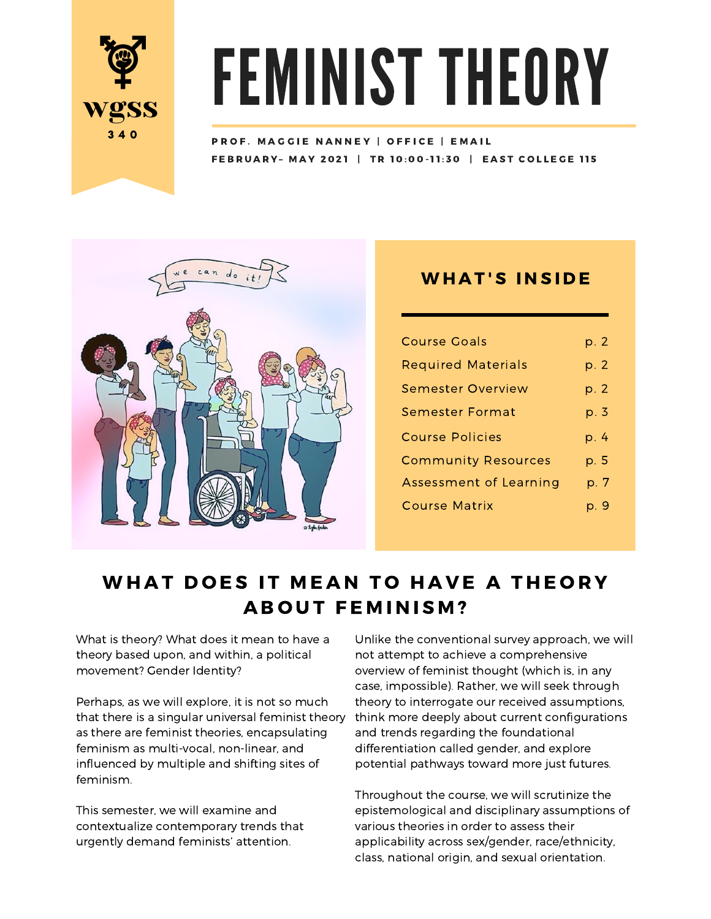WGSS 340

# FEMINIST THEORY

PROF. MAGGIE NANNEY | OFFICE | EMAIL
FEBRUARY– MAY 2021 | TR 10:00-11:30 | EAST COLLEGE 115

## WHAT'S INSIDE

| | |
|---|---|
| Course Goals | p. 2 |
| Required Materials | p. 2 |
| Semester Overview | p. 2 |
| Semester Format | p. 3 |
| Course Policies | p. 4 |
| Community Resources | p. 5 |
| Assessment of Learning | p. 7 |
| Course Matrix | p. 9 |

## WHAT DOES IT MEAN TO HAVE A THEORY ABOUT FEMINISM?

What is theory? What does it mean to have a theory based upon, and within, a political movement? Gender Identity?

Perhaps, as we will explore, it is not so much that there is a singular universal feminist theory as there are feminist theories, encapsulating feminism as multi-vocal, non-linear, and influenced by multiple and shifting sites of feminism.

This semester, we will examine and contextualize contemporary trends that urgently demand feminists' attention.

Unlike the conventional survey approach, we will not attempt to achieve a comprehensive overview of feminist thought (which is, in any case, impossible). Rather, we will seek through theory to interrogate our received assumptions, think more deeply about current configurations and trends regarding the foundational differentiation called gender, and explore potential pathways toward more just futures.

Throughout the course, we will scrutinize the epistemological and disciplinary assumptions of various theories in order to assess their applicability across sex/gender, race/ethnicity, class, national origin, and sexual orientation.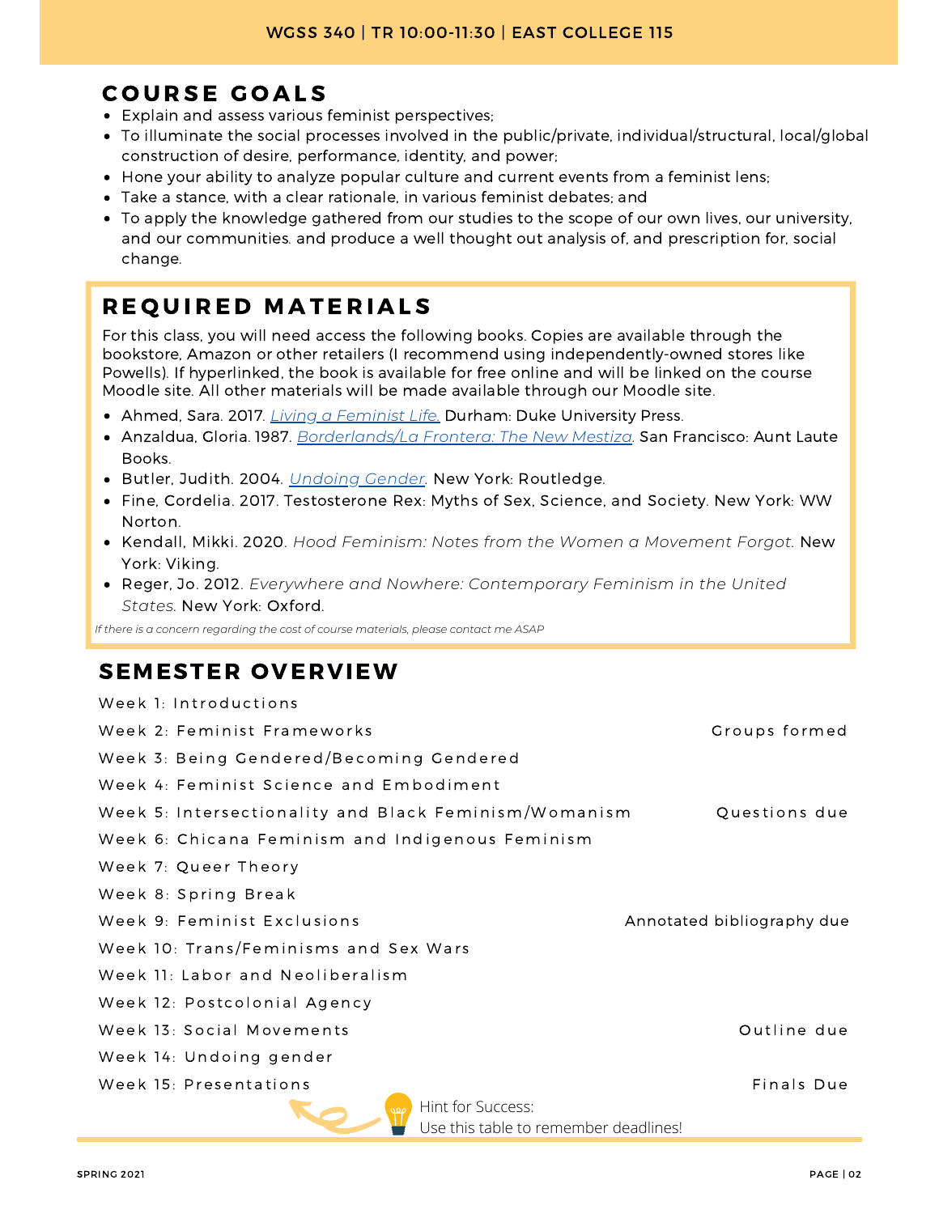## COURSE GOALS

- Explain and assess various feminist perspectives;
- To illuminate the social processes involved in the public/private, individual/structural, local/global construction of desire, performance, identity, and power;
- Hone your ability to analyze popular culture and current events from a feminist lens;
- Take a stance, with a clear rationale, in various feminist debates; and
- To apply the knowledge gathered from our studies to the scope of our own lives, our university, and our communities. and produce a well thought out analysis of, and prescription for, social change.

## REQUIRED MATERIALS

For this class, you will need access the following books. Copies are available through the bookstore, Amazon or other retailers (I recommend using independently-owned stores like Powells). If hyperlinked, the book is available for free online and will be linked on the course Moodle site. All other materials will be made available through our Moodle site.

- Ahmed, Sara. 2017. *Living a Feminist Life.* Durham: Duke University Press.
- Anzaldua, Gloria. 1987. *Borderlands/La Frontera: The New Mestiza*. San Francisco: Aunt Laute Books.
- Butler, Judith. 2004. *Undoing Gender*. New York: Routledge.
- Fine, Cordelia. 2017. Testosterone Rex: Myths of Sex, Science, and Society. New York: WW Norton.
- Kendall, Mikki. 2020. *Hood Feminism: Notes from the Women a Movement Forgot.* New York: Viking.
- Reger, Jo. 2012. *Everywhere and Nowhere: Contemporary Feminism in the United States.* New York: Oxford.

*If there is a concern regarding the cost of course materials, please contact me ASAP*

## SEMESTER OVERVIEW

| Week | Deadline |
|---|---|
| Week 1: Introductions | |
| Week 2: Feminist Frameworks | Groups formed |
| Week 3: Being Gendered/Becoming Gendered | |
| Week 4: Feminist Science and Embodiment | |
| Week 5: Intersectionality and Black Feminism/Womanism | Questions due |
| Week 6: Chicana Feminism and Indigenous Feminism | |
| Week 7: Queer Theory | |
| Week 8: Spring Break | |
| Week 9: Feminist Exclusions | Annotated bibliography due |
| Week 10: Trans/Feminisms and Sex Wars | |
| Week 11: Labor and Neoliberalism | |
| Week 12: Postcolonial Agency | |
| Week 13: Social Movements | Outline due |
| Week 14: Undoing gender | |
| Week 15: Presentations | Finals Due |

Hint for Success:
Use this table to remember deadlines!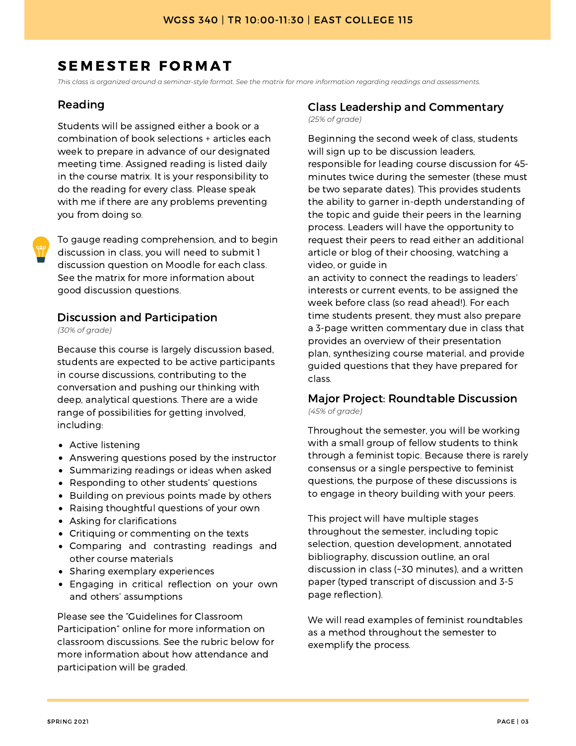# SEMESTER FORMAT

*This class is organized around a seminar-style format. See the matrix for more information regarding readings and assessments.*

## Reading

Students will be assigned either a book or a combination of book selections + articles each week to prepare in advance of our designated meeting time. Assigned reading is listed daily in the course matrix. It is your responsibility to do the reading for every class. Please speak with me if there are any problems preventing you from doing so.

To gauge reading comprehension, and to begin discussion in class, you will need to submit 1 discussion question on Moodle for each class. See the matrix for more information about good discussion questions.

## Discussion and Participation

*(30% of grade)*

Because this course is largely discussion based, students are expected to be active participants in course discussions, contributing to the conversation and pushing our thinking with deep, analytical questions. There are a wide range of possibilities for getting involved, including:

- Active listening
- Answering questions posed by the instructor
- Summarizing readings or ideas when asked
- Responding to other students' questions
- Building on previous points made by others
- Raising thoughtful questions of your own
- Asking for clarifications
- Critiquing or commenting on the texts
- Comparing and contrasting readings and other course materials
- Sharing exemplary experiences
- Engaging in critical reflection on your own and others' assumptions

Please see the "Guidelines for Classroom Participation" online for more information on classroom discussions. See the rubric below for more information about how attendance and participation will be graded.

## Class Leadership and Commentary

*(25% of grade)*

Beginning the second week of class, students will sign up to be discussion leaders, responsible for leading course discussion for 45-minutes twice during the semester (these must be two separate dates). This provides students the ability to garner in-depth understanding of the topic and guide their peers in the learning process. Leaders will have the opportunity to request their peers to read either an additional article or blog of their choosing, watching a video, or guide in an activity to connect the readings to leaders' interests or current events, to be assigned the week before class (so read ahead!). For each time students present, they must also prepare a 3-page written commentary due in class that provides an overview of their presentation plan, synthesizing course material, and provide guided questions that they have prepared for class.

## Major Project: Roundtable Discussion

*(45% of grade)*

Throughout the semester, you will be working with a small group of fellow students to think through a feminist topic. Because there is rarely consensus or a single perspective to feminist questions, the purpose of these discussions is to engage in theory building with your peers.

This project will have multiple stages throughout the semester, including topic selection, question development, annotated bibliography, discussion outline, an oral discussion in class (~30 minutes), and a written paper (typed transcript of discussion and 3-5 page reflection).

We will read examples of feminist roundtables as a method throughout the semester to exemplify the process.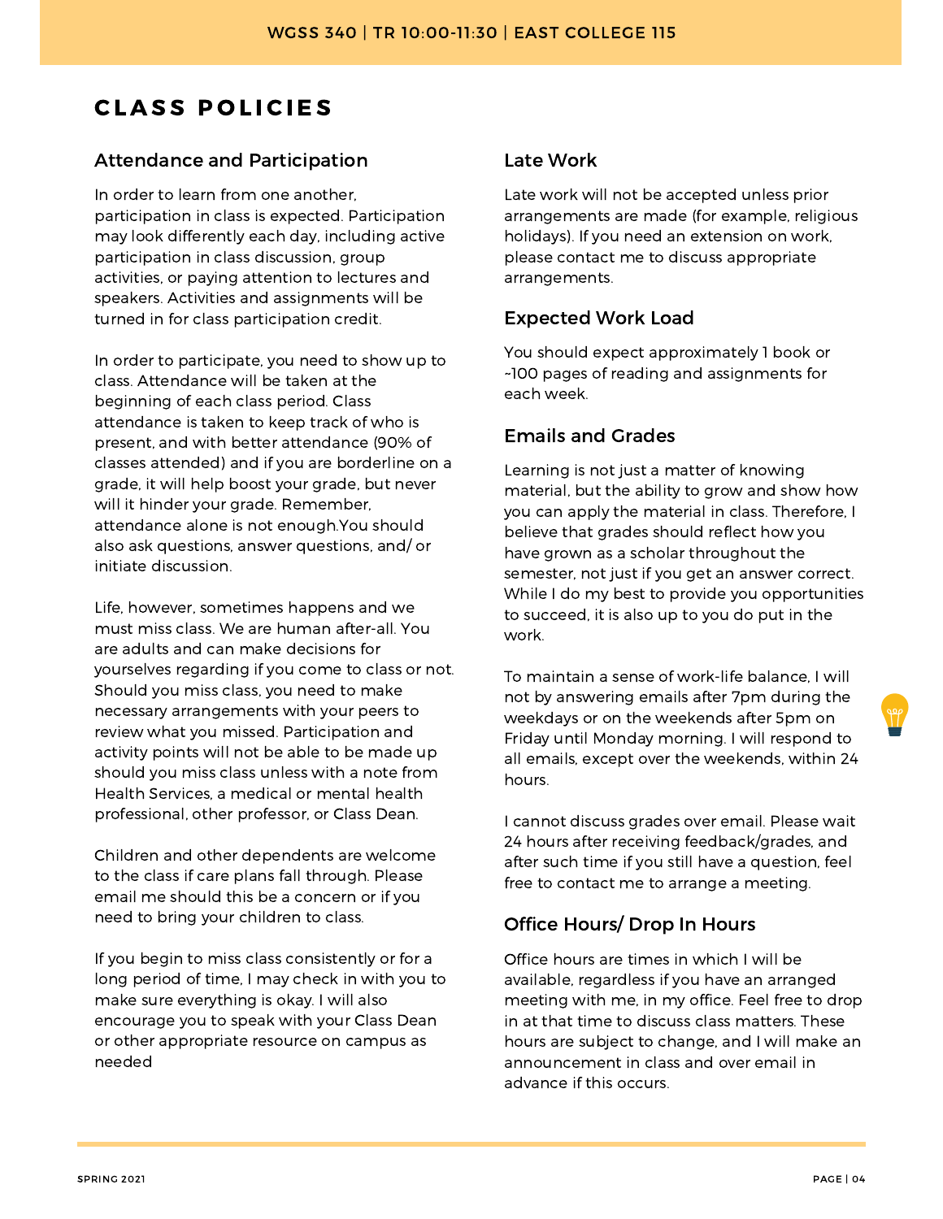# CLASS POLICIES

## Attendance and Participation

In order to learn from one another, participation in class is expected. Participation may look differently each day, including active participation in class discussion, group activities, or paying attention to lectures and speakers. Activities and assignments will be turned in for class participation credit.

In order to participate, you need to show up to class. Attendance will be taken at the beginning of each class period. Class attendance is taken to keep track of who is present, and with better attendance (90% of classes attended) and if you are borderline on a grade, it will help boost your grade, but never will it hinder your grade. Remember, attendance alone is not enough.You should also ask questions, answer questions, and/ or initiate discussion.

Life, however, sometimes happens and we must miss class. We are human after-all. You are adults and can make decisions for yourselves regarding if you come to class or not. Should you miss class, you need to make necessary arrangements with your peers to review what you missed. Participation and activity points will not be able to be made up should you miss class unless with a note from Health Services, a medical or mental health professional, other professor, or Class Dean.

Children and other dependents are welcome to the class if care plans fall through. Please email me should this be a concern or if you need to bring your children to class.

If you begin to miss class consistently or for a long period of time, I may check in with you to make sure everything is okay. I will also encourage you to speak with your Class Dean or other appropriate resource on campus as needed

## Late Work

Late work will not be accepted unless prior arrangements are made (for example, religious holidays). If you need an extension on work, please contact me to discuss appropriate arrangements.

## Expected Work Load

You should expect approximately 1 book or ~100 pages of reading and assignments for each week.

## Emails and Grades

Learning is not just a matter of knowing material, but the ability to grow and show how you can apply the material in class. Therefore, I believe that grades should reflect how you have grown as a scholar throughout the semester, not just if you get an answer correct. While I do my best to provide you opportunities to succeed, it is also up to you do put in the work.

To maintain a sense of work-life balance, I will not by answering emails after 7pm during the weekdays or on the weekends after 5pm on Friday until Monday morning. I will respond to all emails, except over the weekends, within 24 hours.

I cannot discuss grades over email. Please wait 24 hours after receiving feedback/grades, and after such time if you still have a question, feel free to contact me to arrange a meeting.

## Office Hours/ Drop In Hours

Office hours are times in which I will be available, regardless if you have an arranged meeting with me, in my office. Feel free to drop in at that time to discuss class matters. These hours are subject to change, and I will make an announcement in class and over email in advance if this occurs.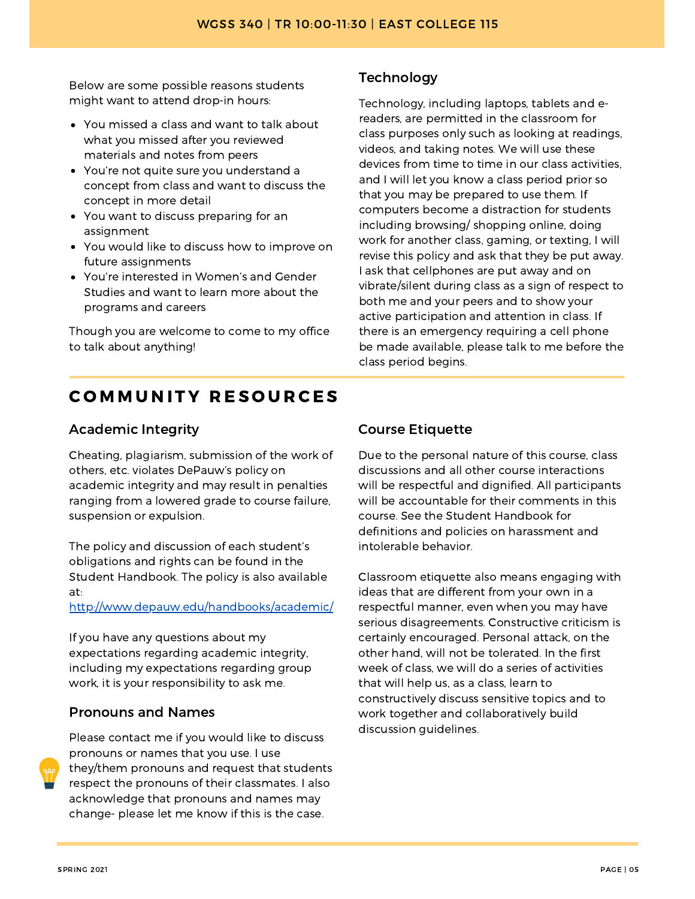Below are some possible reasons students might want to attend drop-in hours:

- You missed a class and want to talk about what you missed after you reviewed materials and notes from peers
- You're not quite sure you understand a concept from class and want to discuss the concept in more detail
- You want to discuss preparing for an assignment
- You would like to discuss how to improve on future assignments
- You're interested in Women's and Gender Studies and want to learn more about the programs and careers

Though you are welcome to come to my office to talk about anything!

### Technology

Technology, including laptops, tablets and e-readers, are permitted in the classroom for class purposes only such as looking at readings, videos, and taking notes. We will use these devices from time to time in our class activities, and I will let you know a class period prior so that you may be prepared to use them. If computers become a distraction for students including browsing/ shopping online, doing work for another class, gaming, or texting, I will revise this policy and ask that they be put away. I ask that cellphones are put away and on vibrate/silent during class as a sign of respect to both me and your peers and to show your active participation and attention in class. If there is an emergency requiring a cell phone be made available, please talk to me before the class period begins.

## COMMUNITY RESOURCES

### Academic Integrity

Cheating, plagiarism, submission of the work of others, etc. violates DePauw's policy on academic integrity and may result in penalties ranging from a lowered grade to course failure, suspension or expulsion.

The policy and discussion of each student's obligations and rights can be found in the Student Handbook. The policy is also available at: http://www.depauw.edu/handbooks/academic/

If you have any questions about my expectations regarding academic integrity, including my expectations regarding group work, it is your responsibility to ask me.

### Pronouns and Names

Please contact me if you would like to discuss pronouns or names that you use. I use they/them pronouns and request that students respect the pronouns of their classmates. I also acknowledge that pronouns and names may change- please let me know if this is the case.

### Course Etiquette

Due to the personal nature of this course, class discussions and all other course interactions will be respectful and dignified. All participants will be accountable for their comments in this course. See the Student Handbook for definitions and policies on harassment and intolerable behavior.

Classroom etiquette also means engaging with ideas that are different from your own in a respectful manner, even when you may have serious disagreements. Constructive criticism is certainly encouraged. Personal attack, on the other hand, will not be tolerated. In the first week of class, we will do a series of activities that will help us, as a class, learn to constructively discuss sensitive topics and to work together and collaboratively build discussion guidelines.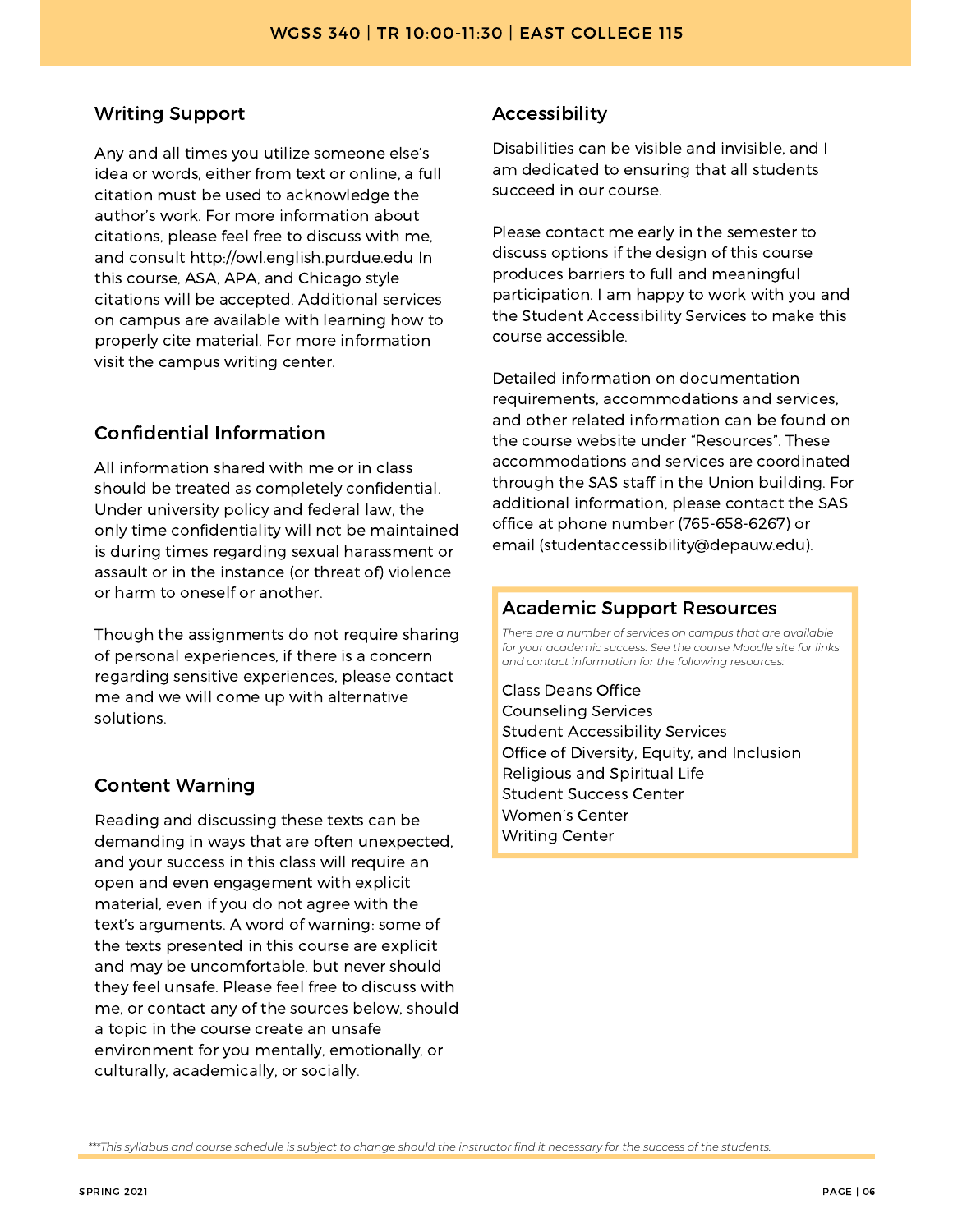## Writing Support

Any and all times you utilize someone else's idea or words, either from text or online, a full citation must be used to acknowledge the author's work. For more information about citations, please feel free to discuss with me, and consult http://owl.english.purdue.edu In this course, ASA, APA, and Chicago style citations will be accepted. Additional services on campus are available with learning how to properly cite material. For more information visit the campus writing center.

## Confidential Information

All information shared with me or in class should be treated as completely confidential. Under university policy and federal law, the only time confidentiality will not be maintained is during times regarding sexual harassment or assault or in the instance (or threat of) violence or harm to oneself or another.

Though the assignments do not require sharing of personal experiences, if there is a concern regarding sensitive experiences, please contact me and we will come up with alternative solutions.

## Content Warning

Reading and discussing these texts can be demanding in ways that are often unexpected, and your success in this class will require an open and even engagement with explicit material, even if you do not agree with the text's arguments. A word of warning: some of the texts presented in this course are explicit and may be uncomfortable, but never should they feel unsafe. Please feel free to discuss with me, or contact any of the sources below, should a topic in the course create an unsafe environment for you mentally, emotionally, or culturally, academically, or socially.

## Accessibility

Disabilities can be visible and invisible, and I am dedicated to ensuring that all students succeed in our course.

Please contact me early in the semester to discuss options if the design of this course produces barriers to full and meaningful participation. I am happy to work with you and the Student Accessibility Services to make this course accessible.

Detailed information on documentation requirements, accommodations and services, and other related information can be found on the course website under "Resources". These accommodations and services are coordinated through the SAS staff in the Union building. For additional information, please contact the SAS office at phone number (765-658-6267) or email (studentaccessibility@depauw.edu).

## Academic Support Resources

*There are a number of services on campus that are available for your academic success. See the course Moodle site for links and contact information for the following resources:*

Class Deans Office
Counseling Services
Student Accessibility Services
Office of Diversity, Equity, and Inclusion
Religious and Spiritual Life
Student Success Center
Women's Center
Writing Center

*\*\*\*This syllabus and course schedule is subject to change should the instructor find it necessary for the success of the students.*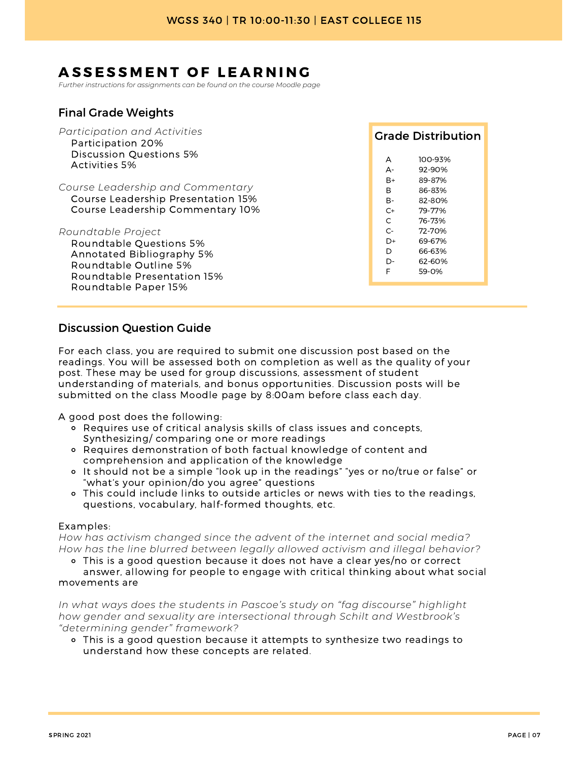# ASSESSMENT OF LEARNING

*Further instructions for assignments can be found on the course Moodle page*

## Final Grade Weights

*Participation and Activities*
- Participation 20%
- Discussion Questions 5%
- Activities 5%

*Course Leadership and Commentary*
- Course Leadership Presentation 15%
- Course Leadership Commentary 10%

*Roundtable Project*
- Roundtable Questions 5%
- Annotated Bibliography 5%
- Roundtable Outline 5%
- Roundtable Presentation 15%
- Roundtable Paper 15%

### Grade Distribution

| Grade | Range |
|---|---|
| A | 100-93% |
| A- | 92-90% |
| B+ | 89-87% |
| B | 86-83% |
| B- | 82-80% |
| C+ | 79-77% |
| C | 76-73% |
| C- | 72-70% |
| D+ | 69-67% |
| D | 66-63% |
| D- | 62-60% |
| F | 59-0% |

## Discussion Question Guide

For each class, you are required to submit one discussion post based on the readings. You will be assessed both on completion as well as the quality of your post. These may be used for group discussions, assessment of student understanding of materials, and bonus opportunities. Discussion posts will be submitted on the class Moodle page by 8:00am before class each day.

A good post does the following:

- Requires use of critical analysis skills of class issues and concepts, Synthesizing/ comparing one or more readings
- Requires demonstration of both factual knowledge of content and comprehension and application of the knowledge
- It should not be a simple "look up in the readings" "yes or no/true or false" or "what's your opinion/do you agree" questions
- This could include links to outside articles or news with ties to the readings, questions, vocabulary, half-formed thoughts, etc.

Examples:

*How has activism changed since the advent of the internet and social media? How has the line blurred between legally allowed activism and illegal behavior?*

- This is a good question because it does not have a clear yes/no or correct answer, allowing for people to engage with critical thinking about what social movements are

*In what ways does the students in Pascoe's study on "fag discourse" highlight how gender and sexuality are intersectional through Schilt and Westbrook's "determining gender" framework?*

- This is a good question because it attempts to synthesize two readings to understand how these concepts are related.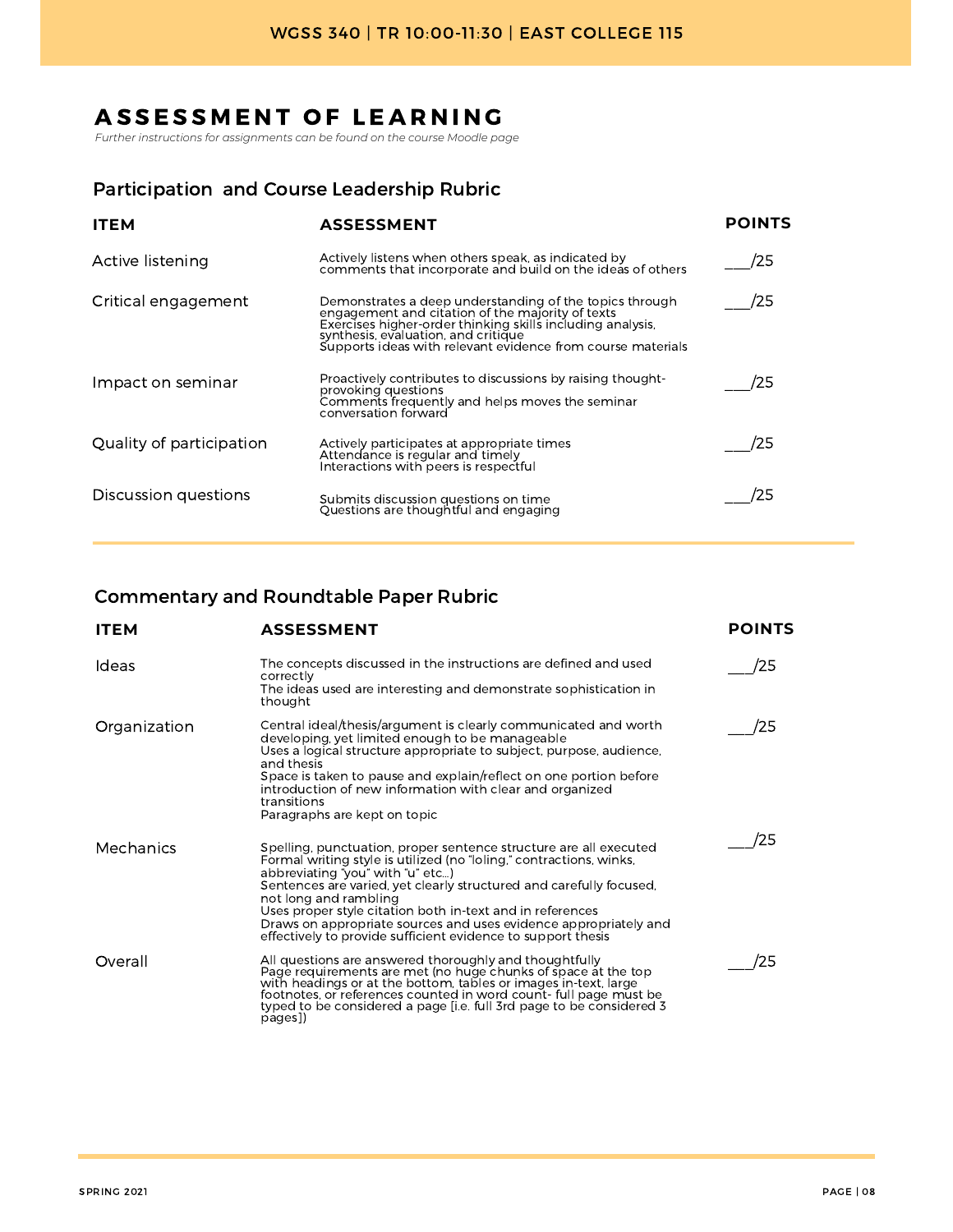# ASSESSMENT OF LEARNING

*Further instructions for assignments can be found on the course Moodle page*

## Participation and Course Leadership Rubric

| ITEM | ASSESSMENT | POINTS |
|---|---|---|
| Active listening | Actively listens when others speak, as indicated by comments that incorporate and build on the ideas of others | ___/25 |
| Critical engagement | Demonstrates a deep understanding of the topics through engagement and citation of the majority of texts<br>Exercises higher-order thinking skills including analysis, synthesis, evaluation, and critique<br>Supports ideas with relevant evidence from course materials | ___/25 |
| Impact on seminar | Proactively contributes to discussions by raising thought-provoking questions<br>Comments frequently and helps moves the seminar conversation forward | ___/25 |
| Quality of participation | Actively participates at appropriate times<br>Attendance is regular and timely<br>Interactions with peers is respectful | ___/25 |
| Discussion questions | Submits discussion questions on time<br>Questions are thoughtful and engaging | ___/25 |

## Commentary and Roundtable Paper Rubric

| ITEM | ASSESSMENT | POINTS |
|---|---|---|
| Ideas | The concepts discussed in the instructions are defined and used correctly<br>The ideas used are interesting and demonstrate sophistication in thought | ___/25 |
| Organization | Central ideal/thesis/argument is clearly communicated and worth developing, yet limited enough to be manageable<br>Uses a logical structure appropriate to subject, purpose, audience, and thesis<br>Space is taken to pause and explain/reflect on one portion before introduction of new information with clear and organized transitions<br>Paragraphs are kept on topic | ___/25 |
| Mechanics | Spelling, punctuation, proper sentence structure are all executed<br>Formal writing style is utilized (no "loling," contractions, winks, abbreviating "you" with "u" etc...)<br>Sentences are varied, yet clearly structured and carefully focused, not long and rambling<br>Uses proper style citation both in-text and in references<br>Draws on appropriate sources and uses evidence appropriately and effectively to provide sufficient evidence to support thesis | ___/25 |
| Overall | All questions are answered thoroughly and thoughtfully<br>Page requirements are met (no huge chunks of space at the top with headings or at the bottom, tables or images in-text, large footnotes, or references counted in word count- full page must be typed to be considered a page [i.e. full 3rd page to be considered 3 pages]) | ___/25 |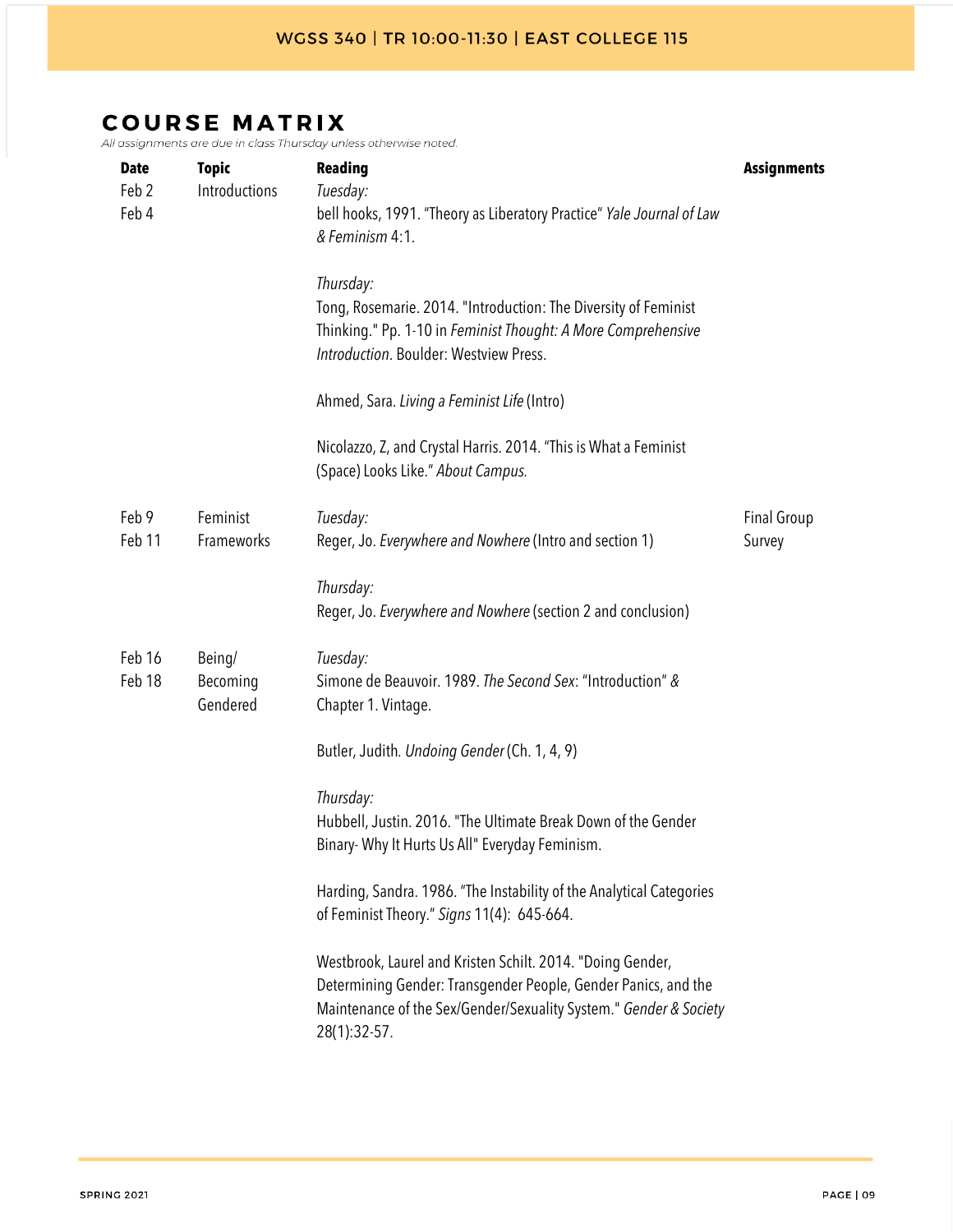## COURSE MATRIX

*All assignments are due in class Thursday unless otherwise noted.*

| Date | Topic | Reading | Assignments |
|---|---|---|---|
| Feb 2<br>Feb 4 | Introductions | *Tuesday:*<br>bell hooks, 1991. "Theory as Liberatory Practice" *Yale Journal of Law & Feminism* 4:1.<br><br>*Thursday:*<br>Tong, Rosemarie. 2014. "Introduction: The Diversity of Feminist Thinking." Pp. 1-10 in *Feminist Thought: A More Comprehensive Introduction*. Boulder: Westview Press.<br><br>Ahmed, Sara. *Living a Feminist Life* (Intro)<br><br>Nicolazzo, Z, and Crystal Harris. 2014. "This is What a Feminist (Space) Looks Like." *About Campus.* | |
| Feb 9<br>Feb 11 | Feminist Frameworks | *Tuesday:*<br>Reger, Jo. *Everywhere and Nowhere* (Intro and section 1)<br><br>*Thursday:*<br>Reger, Jo. *Everywhere and Nowhere* (section 2 and conclusion) | Final Group Survey |
| Feb 16<br>Feb 18 | Being/ Becoming Gendered | *Tuesday:*<br>Simone de Beauvoir. 1989. *The Second Sex*: "Introduction" & Chapter 1. Vintage.<br><br>Butler, Judith. *Undoing Gender* (Ch. 1, 4, 9)<br><br>*Thursday:*<br>Hubbell, Justin. 2016. "The Ultimate Break Down of the Gender Binary- Why It Hurts Us All" Everyday Feminism.<br><br>Harding, Sandra. 1986. "The Instability of the Analytical Categories of Feminist Theory." *Signs* 11(4): 645-664.<br><br>Westbrook, Laurel and Kristen Schilt. 2014. "Doing Gender, Determining Gender: Transgender People, Gender Panics, and the Maintenance of the Sex/Gender/Sexuality System." *Gender & Society* 28(1):32-57. | |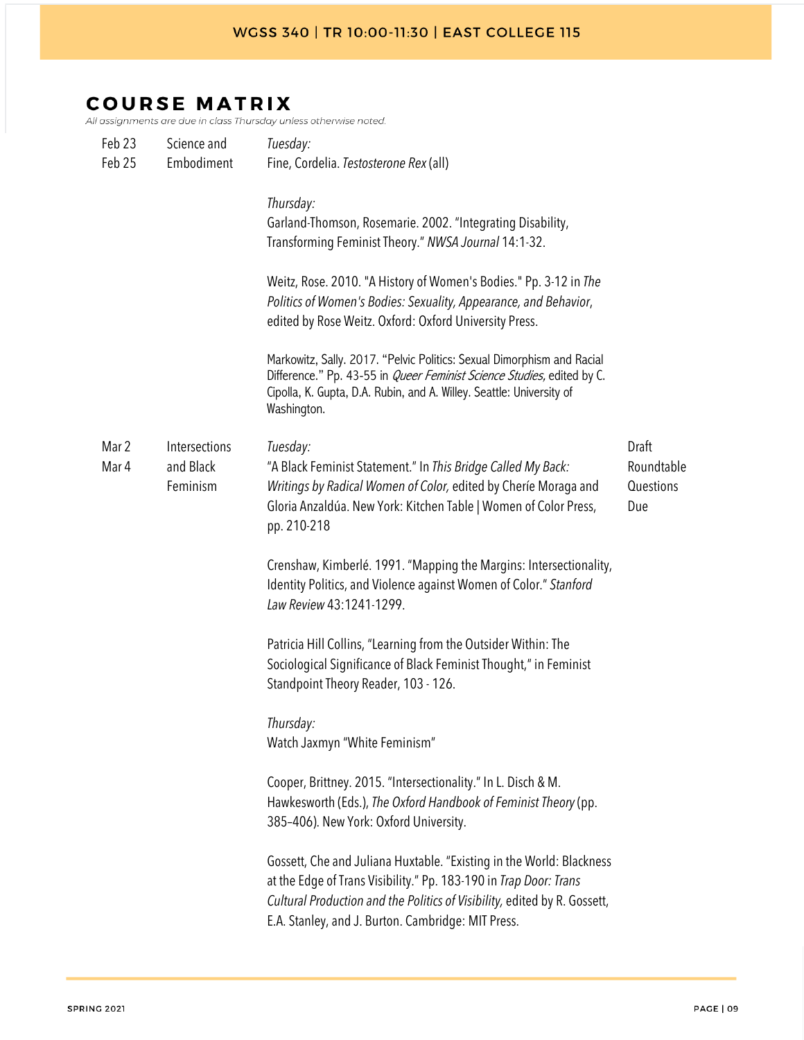## COURSE MATRIX

*All assignments are due in class Thursday unless otherwise noted.*

| Dates | Topic | Readings | Due |
|---|---|---|---|
| Feb 23<br>Feb 25 | Science and Embodiment | *Tuesday:*<br>Fine, Cordelia. *Testosterone Rex* (all)<br><br>*Thursday:*<br>Garland-Thomson, Rosemarie. 2002. "Integrating Disability, Transforming Feminist Theory." *NWSA Journal* 14:1-32.<br><br>Weitz, Rose. 2010. "A History of Women's Bodies." Pp. 3-12 in *The Politics of Women's Bodies: Sexuality, Appearance, and Behavior*, edited by Rose Weitz. Oxford: Oxford University Press.<br><br>Markowitz, Sally. 2017. "Pelvic Politics: Sexual Dimorphism and Racial Difference." Pp. 43-55 in *Queer Feminist Science Studies,* edited by C. Cipolla, K. Gupta, D.A. Rubin, and A. Willey. Seattle: University of Washington. | |
| Mar 2<br>Mar 4 | Intersections and Black Feminism | *Tuesday:*<br>"A Black Feminist Statement." In *This Bridge Called My Back: Writings by Radical Women of Color,* edited by Cherríe Moraga and Gloria Anzaldúa. New York: Kitchen Table \| Women of Color Press, pp. 210-218<br><br>Crenshaw, Kimberlé. 1991. "Mapping the Margins: Intersectionality, Identity Politics, and Violence against Women of Color." *Stanford Law Review* 43:1241-1299.<br><br>Patricia Hill Collins, "Learning from the Outsider Within: The Sociological Significance of Black Feminist Thought," in Feminist Standpoint Theory Reader, 103 - 126.<br><br>*Thursday:*<br>Watch Jaxmyn "White Feminism"<br><br>Cooper, Brittney. 2015. "Intersectionality." In L. Disch & M. Hawkesworth (Eds.), *The Oxford Handbook of Feminist Theory* (pp. 385–406). New York: Oxford University.<br><br>Gossett, Che and Juliana Huxtable. "Existing in the World: Blackness at the Edge of Trans Visibility." Pp. 183-190 in *Trap Door: Trans Cultural Production and the Politics of Visibility,* edited by R. Gossett, E.A. Stanley, and J. Burton. Cambridge: MIT Press. | Draft Roundtable Questions Due |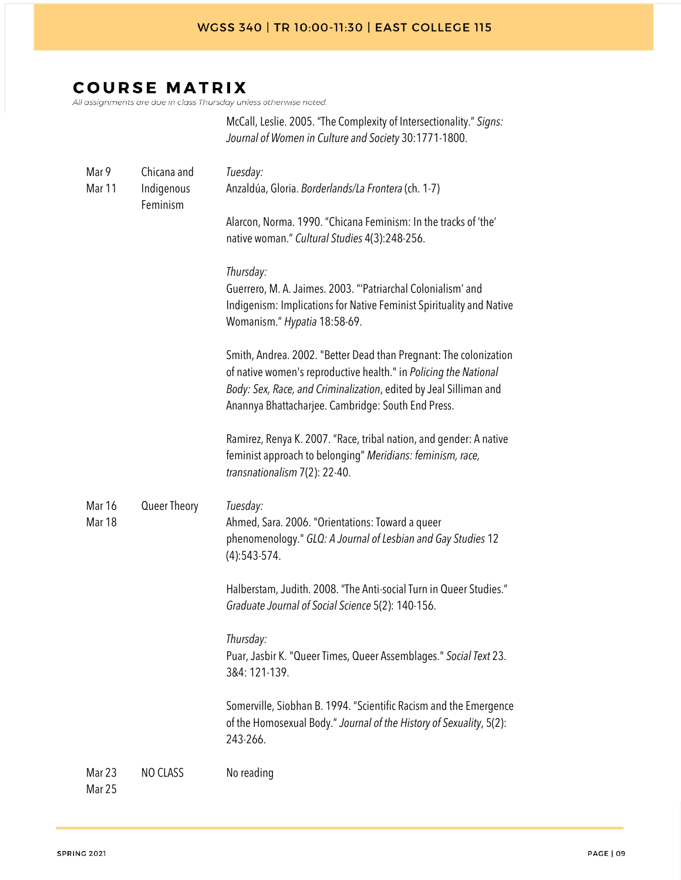## COURSE MATRIX

*All assignments are due in class Thursday unless otherwise noted.*

| | | |
|---|---|---|
| | | McCall, Leslie. 2005. "The Complexity of Intersectionality." *Signs: Journal of Women in Culture and Society* 30:1771-1800. |
| Mar 9<br>Mar 11 | Chicana and Indigenous Feminism | *Tuesday:*<br>Anzaldúa, Gloria. *Borderlands/La Frontera* (ch. 1-7)<br><br>Alarcon, Norma. 1990. "Chicana Feminism: In the tracks of 'the' native woman." *Cultural Studies* 4(3):248-256.<br><br>*Thursday:*<br>Guerrero, M. A. Jaimes. 2003. "'Patriarchal Colonialism' and Indigenism: Implications for Native Feminist Spirituality and Native Womanism." *Hypatia* 18:58-69.<br><br>Smith, Andrea. 2002. "Better Dead than Pregnant: The colonization of native women's reproductive health." in *Policing the National Body: Sex, Race, and Criminalization*, edited by Jeal Silliman and Anannya Bhattacharjee. Cambridge: South End Press.<br><br>Ramirez, Renya K. 2007. "Race, tribal nation, and gender: A native feminist approach to belonging" *Meridians: feminism, race, transnationalism* 7(2): 22-40. |
| Mar 16<br>Mar 18 | Queer Theory | *Tuesday:*<br>Ahmed, Sara. 2006. "Orientations: Toward a queer phenomenology." *GLQ: A Journal of Lesbian and Gay Studies* 12 (4):543-574.<br><br>Halberstam, Judith. 2008. "The Anti-social Turn in Queer Studies." *Graduate Journal of Social Science* 5(2): 140-156.<br><br>*Thursday:*<br>Puar, Jasbir K. "Queer Times, Queer Assemblages." *Social Text* 23. 3&4: 121-139.<br><br>Somerville, Siobhan B. 1994. "Scientific Racism and the Emergence of the Homosexual Body." *Journal of the History of Sexuality*, 5(2): 243-266. |
| Mar 23<br>Mar 25 | NO CLASS | No reading |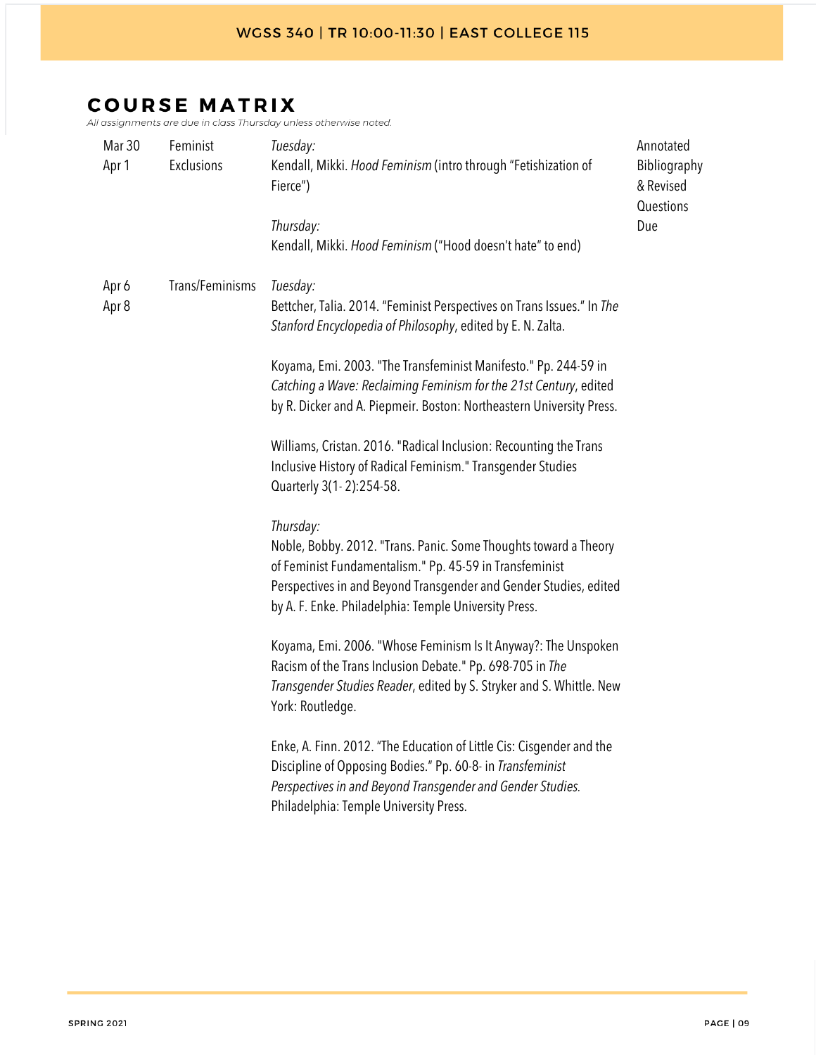## COURSE MATRIX

*All assignments are due in class Thursday unless otherwise noted.*

| Dates | Topic | Readings | Due |
|---|---|---|---|
| Mar 30<br>Apr 1 | Feminist Exclusions | *Tuesday:*<br>Kendall, Mikki. *Hood Feminism* (intro through "Fetishization of Fierce")<br><br>*Thursday:*<br>Kendall, Mikki. *Hood Feminism* ("Hood doesn't hate" to end) | Annotated Bibliography & Revised Questions Due |
| Apr 6<br>Apr 8 | Trans/Feminisms | *Tuesday:*<br>Bettcher, Talia. 2014. "Feminist Perspectives on Trans Issues." In *The Stanford Encyclopedia of Philosophy*, edited by E. N. Zalta.<br><br>Koyama, Emi. 2003. "The Transfeminist Manifesto." Pp. 244-59 in *Catching a Wave: Reclaiming Feminism for the 21st Century*, edited by R. Dicker and A. Piepmeir. Boston: Northeastern University Press.<br><br>Williams, Cristan. 2016. "Radical Inclusion: Recounting the Trans Inclusive History of Radical Feminism." Transgender Studies Quarterly 3(1- 2):254-58.<br><br>*Thursday:*<br>Noble, Bobby. 2012. "Trans. Panic. Some Thoughts toward a Theory of Feminist Fundamentalism." Pp. 45-59 in Transfeminist Perspectives in and Beyond Transgender and Gender Studies, edited by A. F. Enke. Philadelphia: Temple University Press.<br><br>Koyama, Emi. 2006. "Whose Feminism Is It Anyway?: The Unspoken Racism of the Trans Inclusion Debate." Pp. 698-705 in *The Transgender Studies Reader*, edited by S. Stryker and S. Whittle. New York: Routledge.<br><br>Enke, A. Finn. 2012. "The Education of Little Cis: Cisgender and the Discipline of Opposing Bodies." Pp. 60-8- in *Transfeminist Perspectives in and Beyond Transgender and Gender Studies.* Philadelphia: Temple University Press. | |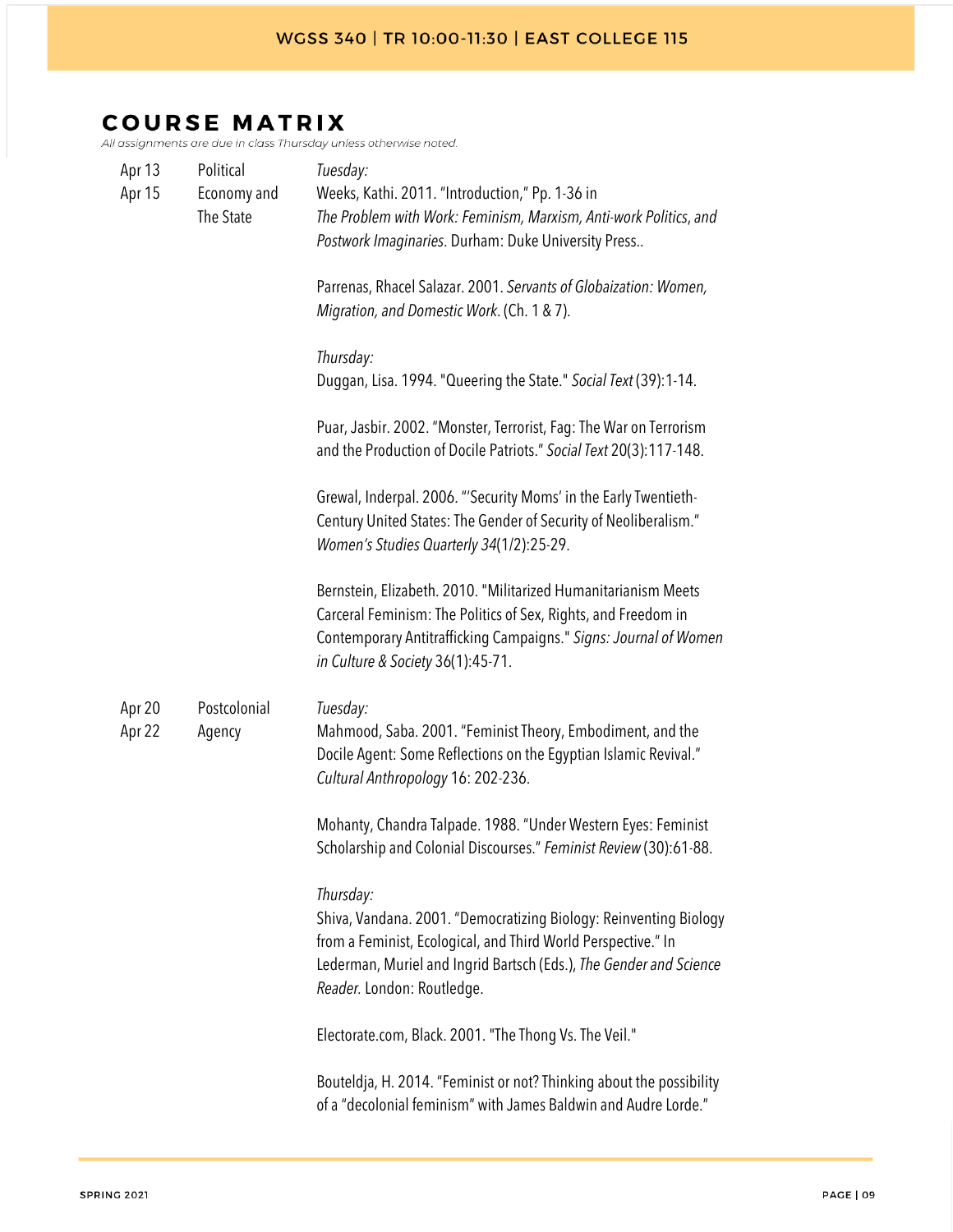## COURSE MATRIX

*All assignments are due in class Thursday unless otherwise noted.*

| Dates | Topic | Readings |
|---|---|---|
| Apr 13<br>Apr 15 | Political Economy and The State | *Tuesday:*<br>Weeks, Kathi. 2011. "Introduction," Pp. 1-36 in *The Problem with Work: Feminism, Marxism, Anti-work Politics, and Postwork Imaginaries*. Durham: Duke University Press..<br><br>Parrenas, Rhacel Salazar. 2001. *Servants of Globaization: Women, Migration, and Domestic Work*. (Ch. 1 & 7).<br><br>*Thursday:*<br>Duggan, Lisa. 1994. "Queering the State." *Social Text* (39):1-14.<br><br>Puar, Jasbir. 2002. "Monster, Terrorist, Fag: The War on Terrorism and the Production of Docile Patriots." *Social Text* 20(3):117-148.<br><br>Grewal, Inderpal. 2006. "'Security Moms' in the Early Twentieth-Century United States: The Gender of Security of Neoliberalism." *Women's Studies Quarterly 34*(1/2):25-29.<br><br>Bernstein, Elizabeth. 2010. "Militarized Humanitarianism Meets Carceral Feminism: The Politics of Sex, Rights, and Freedom in Contemporary Antitrafficking Campaigns." *Signs: Journal of Women in Culture & Society* 36(1):45-71. |
| Apr 20<br>Apr 22 | Postcolonial Agency | *Tuesday:*<br>Mahmood, Saba. 2001. "Feminist Theory, Embodiment, and the Docile Agent: Some Reflections on the Egyptian Islamic Revival." *Cultural Anthropology* 16: 202-236.<br><br>Mohanty, Chandra Talpade. 1988. "Under Western Eyes: Feminist Scholarship and Colonial Discourses." *Feminist Review* (30):61-88.<br><br>*Thursday:*<br>Shiva, Vandana. 2001. "Democratizing Biology: Reinventing Biology from a Feminist, Ecological, and Third World Perspective." In Lederman, Muriel and Ingrid Bartsch (Eds.), *The Gender and Science Reader*. London: Routledge.<br><br>Electorate.com, Black. 2001. "The Thong Vs. The Veil."<br><br>Bouteldja, H. 2014. "Feminist or not? Thinking about the possibility of a "decolonial feminism" with James Baldwin and Audre Lorde." |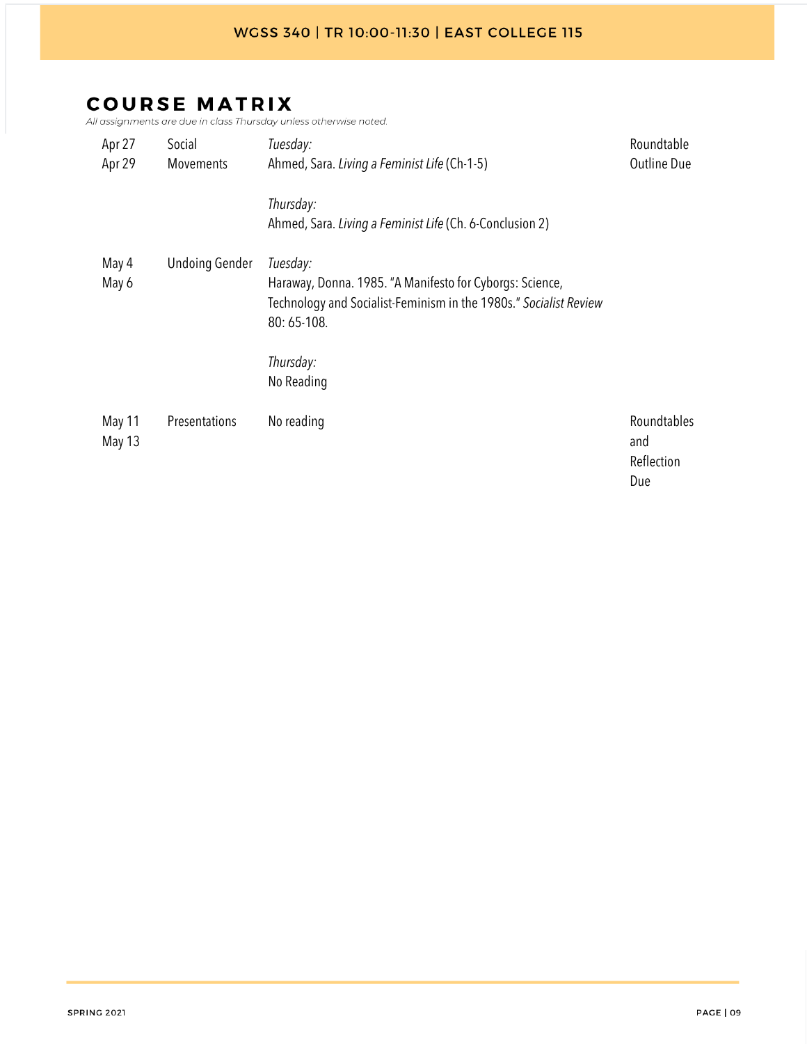## COURSE MATRIX

*All assignments are due in class Thursday unless otherwise noted.*

| | | | |
|---|---|---|---|
| Apr 27<br>Apr 29 | Social Movements | *Tuesday:*<br>Ahmed, Sara. *Living a Feminist Life* (Ch-1-5)<br><br>*Thursday:*<br>Ahmed, Sara. *Living a Feminist Life* (Ch. 6-Conclusion 2) | Roundtable Outline Due |
| May 4<br>May 6 | Undoing Gender | *Tuesday:*<br>Haraway, Donna. 1985. "A Manifesto for Cyborgs: Science, Technology and Socialist-Feminism in the 1980s." *Socialist Review* 80: 65-108.<br><br>*Thursday:*<br>No Reading | |
| May 11<br>May 13 | Presentations | No reading | Roundtables and Reflection Due |